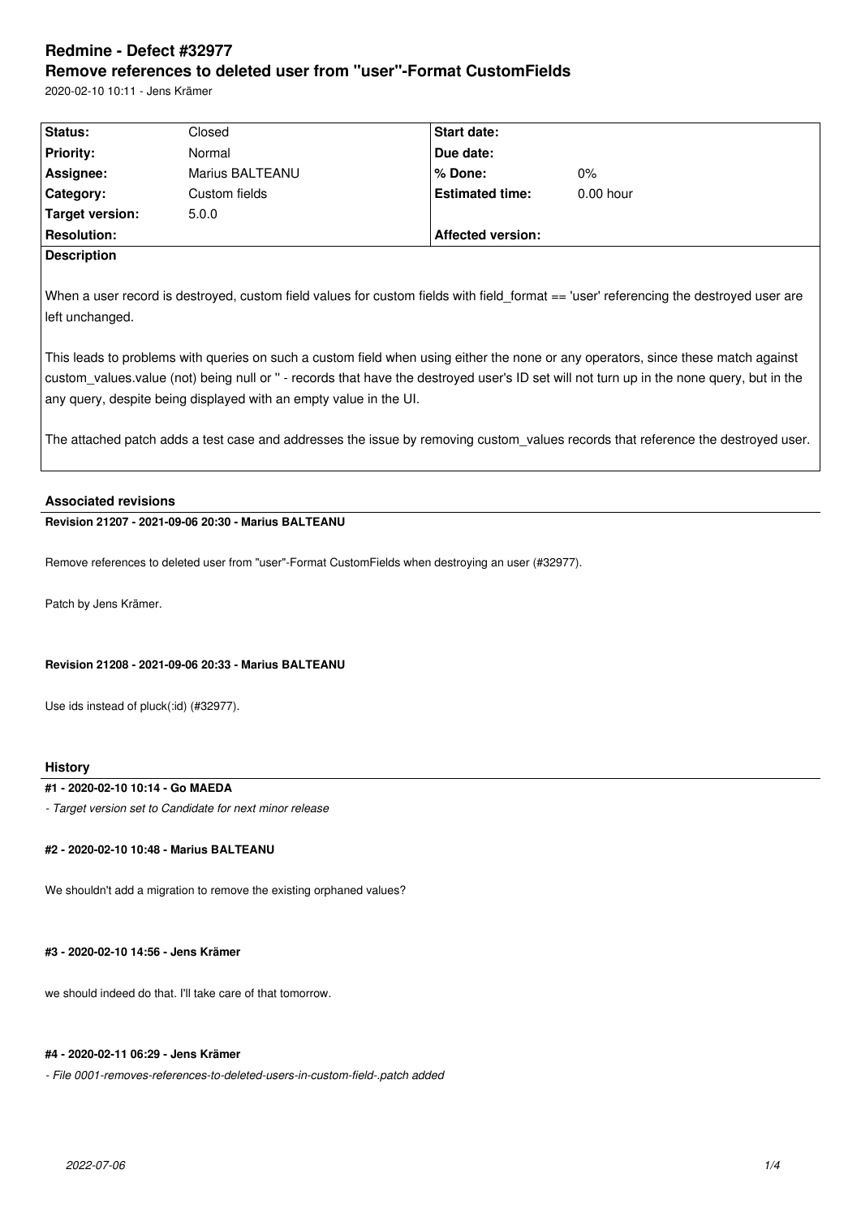# Redmine - Defect #32977

## Remove references to deleted user from "user"-Format CustomFields

2020-02-10 10:11 - Jens Krämer

| Status: | Closed | Start date: | |
| --- | --- | --- | --- |
| Priority: | Normal | Due date: | |
| Assignee: | Marius BALTEANU | % Done: | 0% |
| Category: | Custom fields | Estimated time: | 0.00 hour |
| Target version: | 5.0.0 | | |
| Resolution: | | Affected version: | |

**Description**

When a user record is destroyed, custom field values for custom fields with field_format == 'user' referencing the destroyed user are left unchanged.

This leads to problems with queries on such a custom field when using either the none or any operators, since these match against custom_values.value (not) being null or '' - records that have the destroyed user's ID set will not turn up in the none query, but in the any query, despite being displayed with an empty value in the UI.

The attached patch adds a test case and addresses the issue by removing custom_values records that reference the destroyed user.

### Associated revisions

**Revision 21207 - 2021-09-06 20:30 - Marius BALTEANU**

Remove references to deleted user from "user"-Format CustomFields when destroying an user (#32977).

Patch by Jens Krämer.

**Revision 21208 - 2021-09-06 20:33 - Marius BALTEANU**

Use ids instead of pluck(:id) (#32977).

### History

**#1 - 2020-02-10 10:14 - Go MAEDA**

*- Target version set to Candidate for next minor release*

**#2 - 2020-02-10 10:48 - Marius BALTEANU**

We shouldn't add a migration to remove the existing orphaned values?

**#3 - 2020-02-10 14:56 - Jens Krämer**

we should indeed do that. I'll take care of that tomorrow.

**#4 - 2020-02-11 06:29 - Jens Krämer**

*- File 0001-removes-references-to-deleted-users-in-custom-field-.patch added*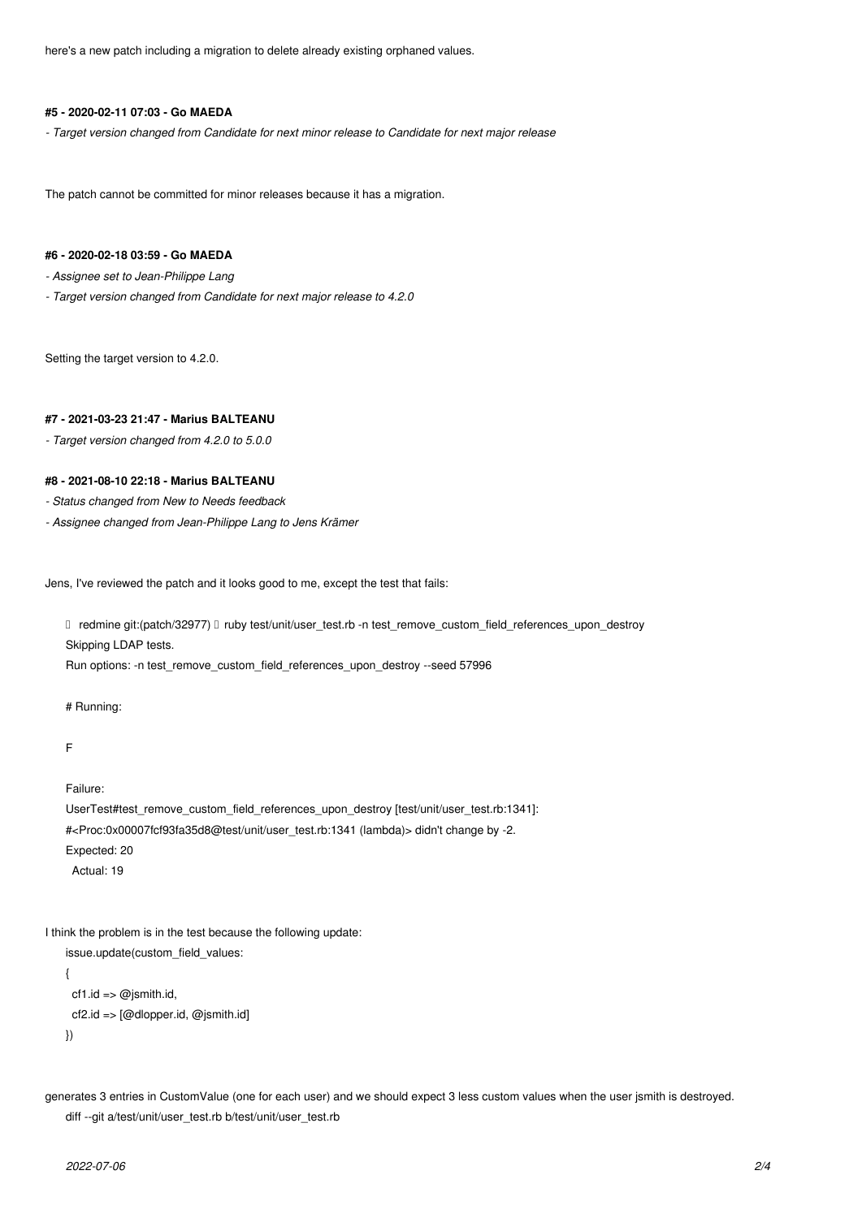here's a new patch including a migration to delete already existing orphaned values.

#### #5 - 2020-02-11 07:03 - Go MAEDA

*- Target version changed from Candidate for next minor release to Candidate for next major release*

The patch cannot be committed for minor releases because it has a migration.

#### #6 - 2020-02-18 03:59 - Go MAEDA

*- Assignee set to Jean-Philippe Lang*

*- Target version changed from Candidate for next major release to 4.2.0*

Setting the target version to 4.2.0.

#### #7 - 2021-03-23 21:47 - Marius BALTEANU

*- Target version changed from 4.2.0 to 5.0.0*

#### #8 - 2021-08-10 22:18 - Marius BALTEANU

*- Status changed from New to Needs feedback*

*- Assignee changed from Jean-Philippe Lang to Jens Krämer*

Jens, I've reviewed the patch and it looks good to me, except the test that fails:

```
➜  redmine git:(patch/32977) ✗ ruby test/unit/user_test.rb -n test_remove_custom_field_references_upon_destroy
Skipping LDAP tests.
Run options: -n test_remove_custom_field_references_upon_destroy --seed 57996

# Running:

F

Failure:
UserTest#test_remove_custom_field_references_upon_destroy [test/unit/user_test.rb:1341]:
#<Proc:0x00007fcf93fa35d8@test/unit/user_test.rb:1341 (lambda)> didn't change by -2.
Expected: 20
  Actual: 19
```

I think the problem is in the test because the following update:

```
issue.update(custom_field_values:
{
  cf1.id => @jsmith.id,
  cf2.id => [@dlopper.id, @jsmith.id]
})
```

generates 3 entries in CustomValue (one for each user) and we should expect 3 less custom values when the user jsmith is destroyed.

```
diff --git a/test/unit/user_test.rb b/test/unit/user_test.rb
```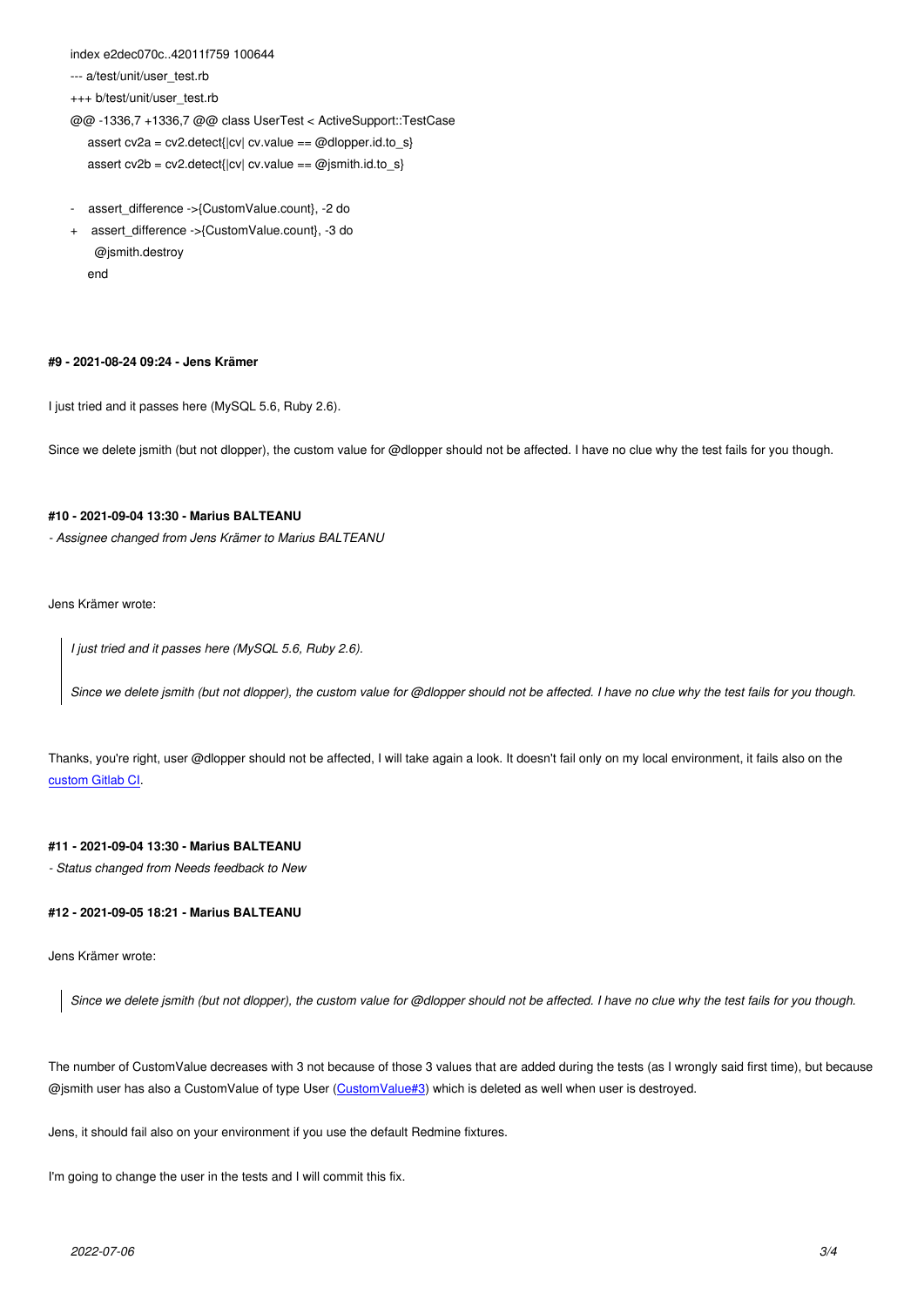```
index e2dec070c..42011f759 100644
--- a/test/unit/user_test.rb
+++ b/test/unit/user_test.rb
@@ -1336,7 +1336,7 @@ class UserTest < ActiveSupport::TestCase
     assert cv2a = cv2.detect{|cv| cv.value == @dlopper.id.to_s}
     assert cv2b = cv2.detect{|cv| cv.value == @jsmith.id.to_s}

-    assert_difference ->{CustomValue.count}, -2 do
+    assert_difference ->{CustomValue.count}, -3 do
       @jsmith.destroy
     end
```

#### #9 - 2021-08-24 09:24 - Jens Krämer

I just tried and it passes here (MySQL 5.6, Ruby 2.6).

Since we delete jsmith (but not dlopper), the custom value for @dlopper should not be affected. I have no clue why the test fails for you though.

#### #10 - 2021-09-04 13:30 - Marius BALTEANU

*- Assignee changed from Jens Krämer to Marius BALTEANU*

Jens Krämer wrote:

> *I just tried and it passes here (MySQL 5.6, Ruby 2.6).*
>
> *Since we delete jsmith (but not dlopper), the custom value for @dlopper should not be affected. I have no clue why the test fails for you though.*

Thanks, you're right, user @dlopper should not be affected, I will take again a look. It doesn't fail only on my local environment, it fails also on the [custom Gitlab CI](custom Gitlab CI).

#### #11 - 2021-09-04 13:30 - Marius BALTEANU

*- Status changed from Needs feedback to New*

#### #12 - 2021-09-05 18:21 - Marius BALTEANU

Jens Krämer wrote:

> *Since we delete jsmith (but not dlopper), the custom value for @dlopper should not be affected. I have no clue why the test fails for you though.*

The number of CustomValue decreases with 3 not because of those 3 values that are added during the tests (as I wrongly said first time), but because @jsmith user has also a CustomValue of type User ([CustomValue#3](CustomValue#3)) which is deleted as well when user is destroyed.

Jens, it should fail also on your environment if you use the default Redmine fixtures.

I'm going to change the user in the tests and I will commit this fix.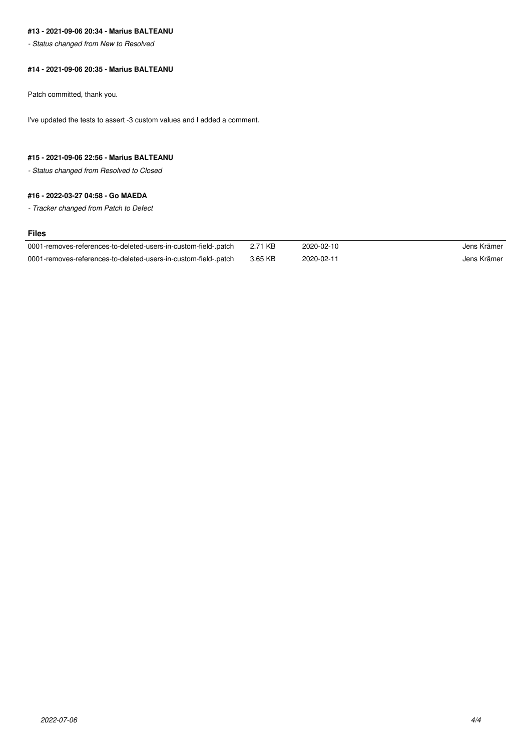#### #13 - 2021-09-06 20:34 - Marius BALTEANU

*- Status changed from New to Resolved*

#### #14 - 2021-09-06 20:35 - Marius BALTEANU

Patch committed, thank you.

I've updated the tests to assert -3 custom values and I added a comment.

#### #15 - 2021-09-06 22:56 - Marius BALTEANU

*- Status changed from Resolved to Closed*

#### #16 - 2022-03-27 04:58 - Go MAEDA

*- Tracker changed from Patch to Defect*

### Files

| | | | |
|---|---|---|---|
| 0001-removes-references-to-deleted-users-in-custom-field-.patch | 2.71 KB | 2020-02-10 | Jens Krämer |
| 0001-removes-references-to-deleted-users-in-custom-field-.patch | 3.65 KB | 2020-02-11 | Jens Krämer |